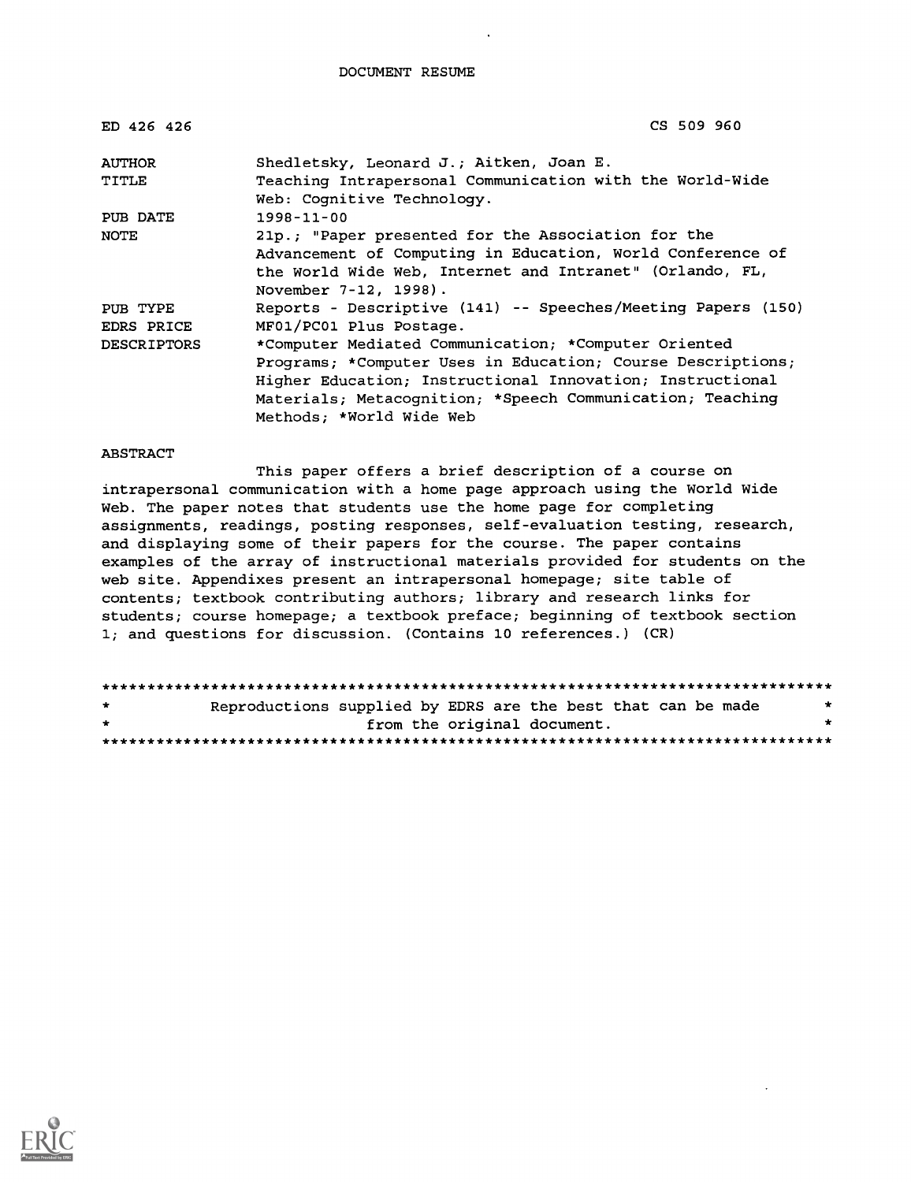DOCUMENT RESUME

| | |
|---|---|
| ED 426 426 | CS 509 960 |
| AUTHOR | Shedletsky, Leonard J.; Aitken, Joan E. |
| TITLE | Teaching Intrapersonal Communication with the World-Wide Web: Cognitive Technology. |
| PUB DATE | 1998-11-00 |
| NOTE | 21p.; "Paper presented for the Association for the Advancement of Computing in Education, World Conference of the World Wide Web, Internet and Intranet" (Orlando, FL, November 7-12, 1998). |
| PUB TYPE | Reports - Descriptive (141) -- Speeches/Meeting Papers (150) |
| EDRS PRICE | MF01/PC01 Plus Postage. |
| DESCRIPTORS | *Computer Mediated Communication; *Computer Oriented Programs; *Computer Uses in Education; Course Descriptions; Higher Education; Instructional Innovation; Instructional Materials; Metacognition; *Speech Communication; Teaching Methods; *World Wide Web |

ABSTRACT

This paper offers a brief description of a course on intrapersonal communication with a home page approach using the World Wide Web. The paper notes that students use the home page for completing assignments, readings, posting responses, self-evaluation testing, research, and displaying some of their papers for the course. The paper contains examples of the array of instructional materials provided for students on the web site. Appendixes present an intrapersonal homepage; site table of contents; textbook contributing authors; library and research links for students; course homepage; a textbook preface; beginning of textbook section 1; and questions for discussion. (Contains 10 references.) (CR)

********************************************************************************
* Reproductions supplied by EDRS are the best that can be made *
* from the original document. *
********************************************************************************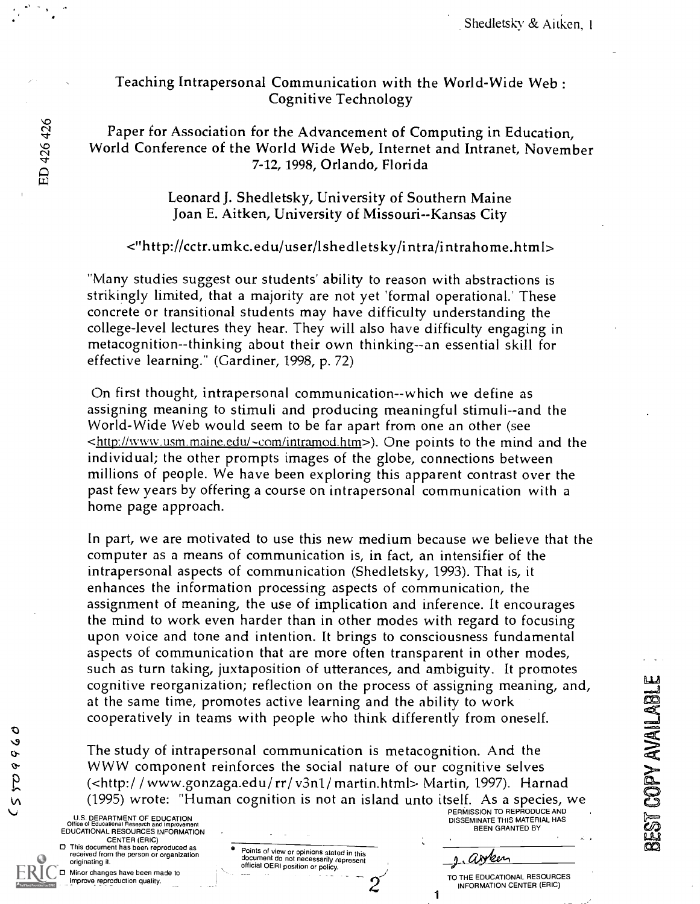# Teaching Intrapersonal Communication with the World-Wide Web : Cognitive Technology

Paper for Association for the Advancement of Computing in Education, World Conference of the World Wide Web, Internet and Intranet, November 7-12, 1998, Orlando, Florida

Leonard J. Shedletsky, University of Southern Maine
Joan E. Aitken, University of Missouri--Kansas City

<"http://cctr.umkc.edu/user/lshedletsky/intra/intrahome.html>

"Many studies suggest our students' ability to reason with abstractions is strikingly limited, that a majority are not yet 'formal operational.' These concrete or transitional students may have difficulty understanding the college-level lectures they hear. They will also have difficulty engaging in metacognition--thinking about their own thinking--an essential skill for effective learning." (Gardiner, 1998, p. 72)

On first thought, intrapersonal communication--which we define as assigning meaning to stimuli and producing meaningful stimuli--and the World-Wide Web would seem to be far apart from one an other (see <http://www.usm.maine.edu/~com/intramod.htm>). One points to the mind and the individual; the other prompts images of the globe, connections between millions of people. We have been exploring this apparent contrast over the past few years by offering a course on intrapersonal communication with a home page approach.

In part, we are motivated to use this new medium because we believe that the computer as a means of communication is, in fact, an intensifier of the intrapersonal aspects of communication (Shedletsky, 1993). That is, it enhances the information processing aspects of communication, the assignment of meaning, the use of implication and inference. It encourages the mind to work even harder than in other modes with regard to focusing upon voice and tone and intention. It brings to consciousness fundamental aspects of communication that are more often transparent in other modes, such as turn taking, juxtaposition of utterances, and ambiguity. It promotes cognitive reorganization; reflection on the process of assigning meaning, and, at the same time, promotes active learning and the ability to work cooperatively in teams with people who think differently from oneself.

The study of intrapersonal communication is metacognition. And the WWW component reinforces the social nature of our cognitive selves (<http://www.gonzaga.edu/rr/v3n1/martin.html> Martin, 1997). Harnad (1995) wrote: "Human cognition is not an island unto itself. As a species, we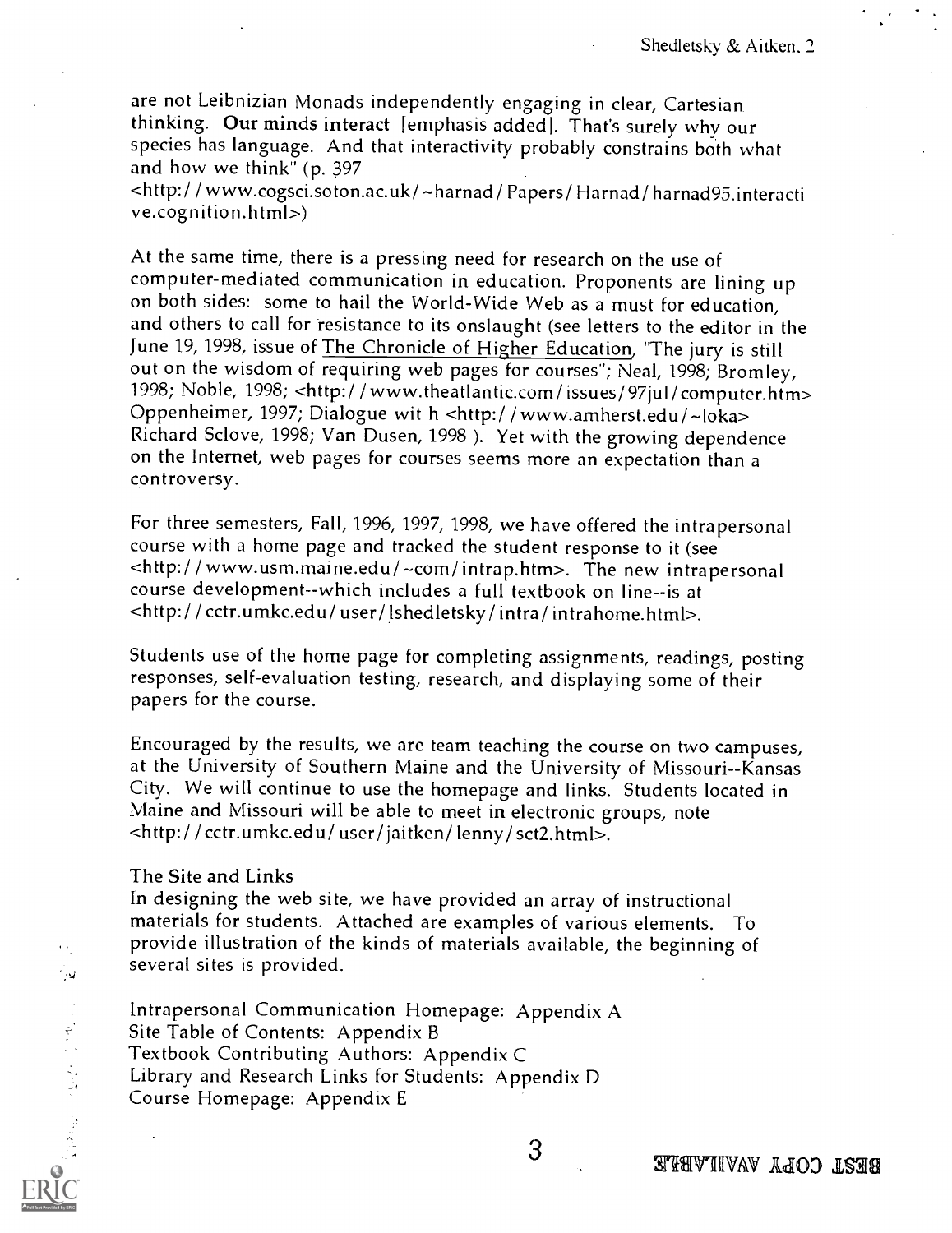are not Leibnizian Monads independently engaging in clear, Cartesian thinking. **Our minds interact** [emphasis added]. That's surely why our species has language. And that interactivity probably constrains both what and how we think" (p. 397 <http://www.cogsci.soton.ac.uk/~harnad/Papers/Harnad/harnad95.interactive.cognition.html>)

At the same time, there is a pressing need for research on the use of computer-mediated communication in education. Proponents are lining up on both sides: some to hail the World-Wide Web as a must for education, and others to call for resistance to its onslaught (see letters to the editor in the June 19, 1998, issue of The Chronicle of Higher Education, "The jury is still out on the wisdom of requiring web pages for courses"; Neal, 1998; Bromley, 1998; Noble, 1998; <http://www.theatlantic.com/issues/97jul/computer.htm> Oppenheimer, 1997; Dialogue wit h <http://www.amherst.edu/~loka> Richard Sclove, 1998; Van Dusen, 1998 ). Yet with the growing dependence on the Internet, web pages for courses seems more an expectation than a controversy.

For three semesters, Fall, 1996, 1997, 1998, we have offered the intrapersonal course with a home page and tracked the student response to it (see <http://www.usm.maine.edu/~com/intrap.htm>. The new intrapersonal course development--which includes a full textbook on line--is at <http://cctr.umkc.edu/user/lshedletsky/intra/intrahome.html>.

Students use of the home page for completing assignments, readings, posting responses, self-evaluation testing, research, and displaying some of their papers for the course.

Encouraged by the results, we are team teaching the course on two campuses, at the University of Southern Maine and the University of Missouri--Kansas City. We will continue to use the homepage and links. Students located in Maine and Missouri will be able to meet in electronic groups, note <http://cctr.umkc.edu/user/jaitken/lenny/sct2.html>.

The Site and Links

In designing the web site, we have provided an array of instructional materials for students. Attached are examples of various elements. To provide illustration of the kinds of materials available, the beginning of several sites is provided.

Intrapersonal Communication Homepage: Appendix A
Site Table of Contents: Appendix B
Textbook Contributing Authors: Appendix C
Library and Research Links for Students: Appendix D
Course Homepage: Appendix E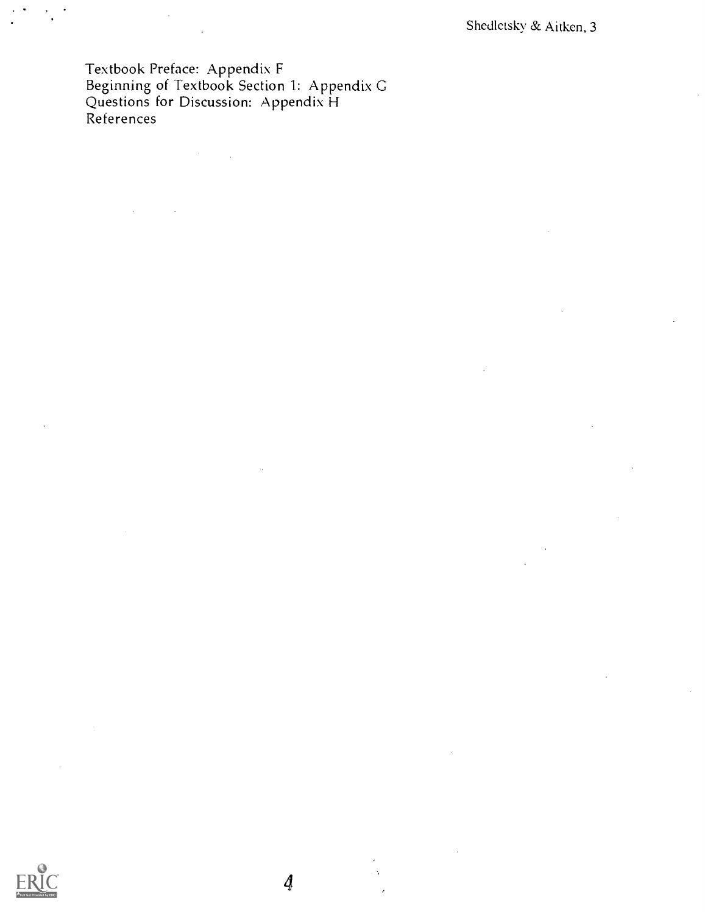Textbook Preface: Appendix F
Beginning of Textbook Section 1: Appendix G
Questions for Discussion: Appendix H
References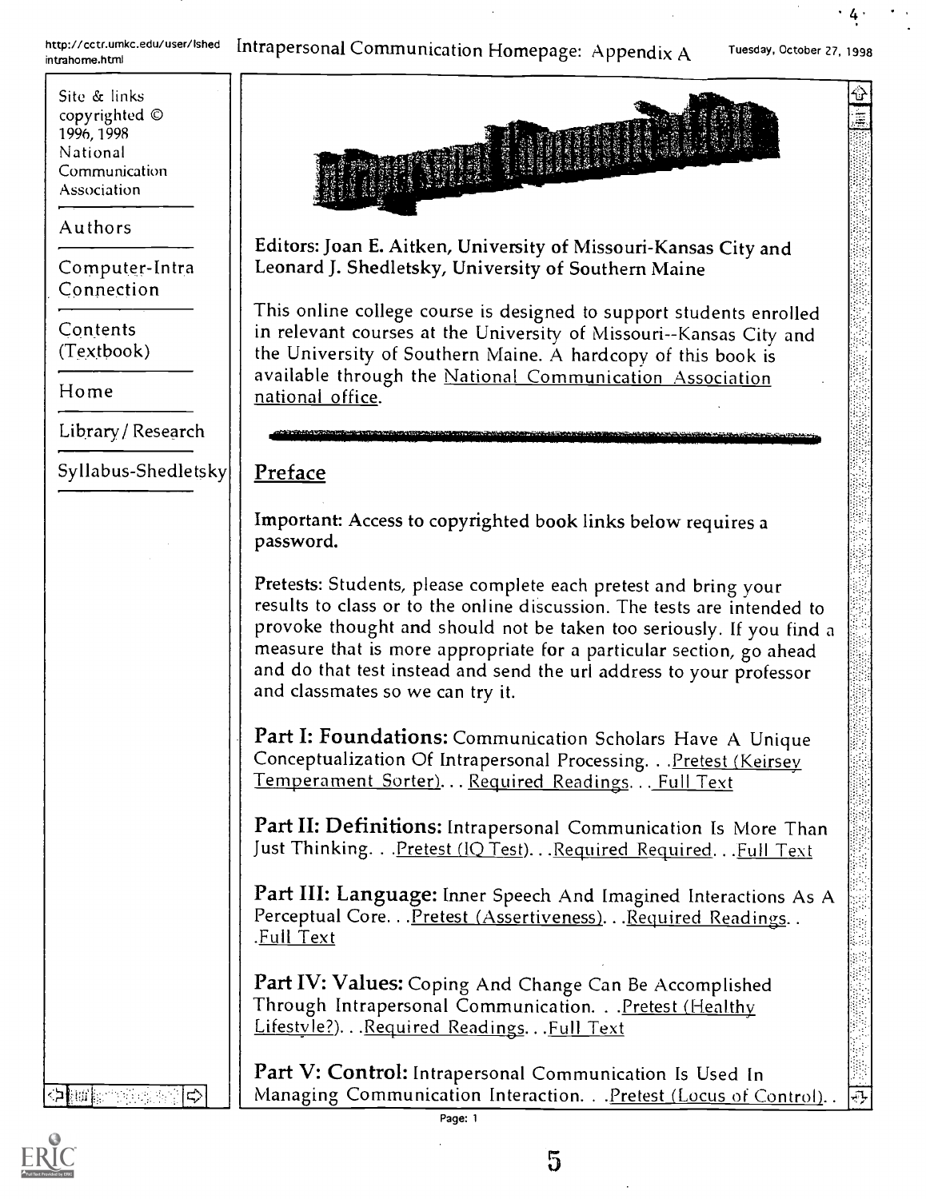Site & links copyrighted © 1996, 1998 National Communication Association

Authors

Computer-Intra Connection

Contents (Textbook)

Home

Library / Research

Syllabus-Shedletsky

Editors: Joan E. Aitken, University of Missouri-Kansas City and Leonard J. Shedletsky, University of Southern Maine

This online college course is designed to support students enrolled in relevant courses at the University of Missouri--Kansas City and the University of Southern Maine. A hardcopy of this book is available through the National Communication Association national office.

## Preface

Important: Access to copyrighted book links below requires a password.

Pretests: Students, please complete each pretest and bring your results to class or to the online discussion. The tests are intended to provoke thought and should not be taken too seriously. If you find a measure that is more appropriate for a particular section, go ahead and do that test instead and send the url address to your professor and classmates so we can try it.

**Part I: Foundations:** Communication Scholars Have A Unique Conceptualization Of Intrapersonal Processing. . .Pretest (Keirsey Temperament Sorter). . . Required Readings. . . Full Text

**Part II: Definitions:** Intrapersonal Communication Is More Than Just Thinking. . .Pretest (IQ Test). . .Required Required. . .Full Text

**Part III: Language:** Inner Speech And Imagined Interactions As A Perceptual Core. . .Pretest (Assertiveness). . .Required Readings. . .Full Text

**Part IV: Values:** Coping And Change Can Be Accomplished Through Intrapersonal Communication. . .Pretest (Healthy Lifestyle?). . .Required Readings. . .Full Text

**Part V: Control:** Intrapersonal Communication Is Used In Managing Communication Interaction. . .Pretest (Locus of Control). .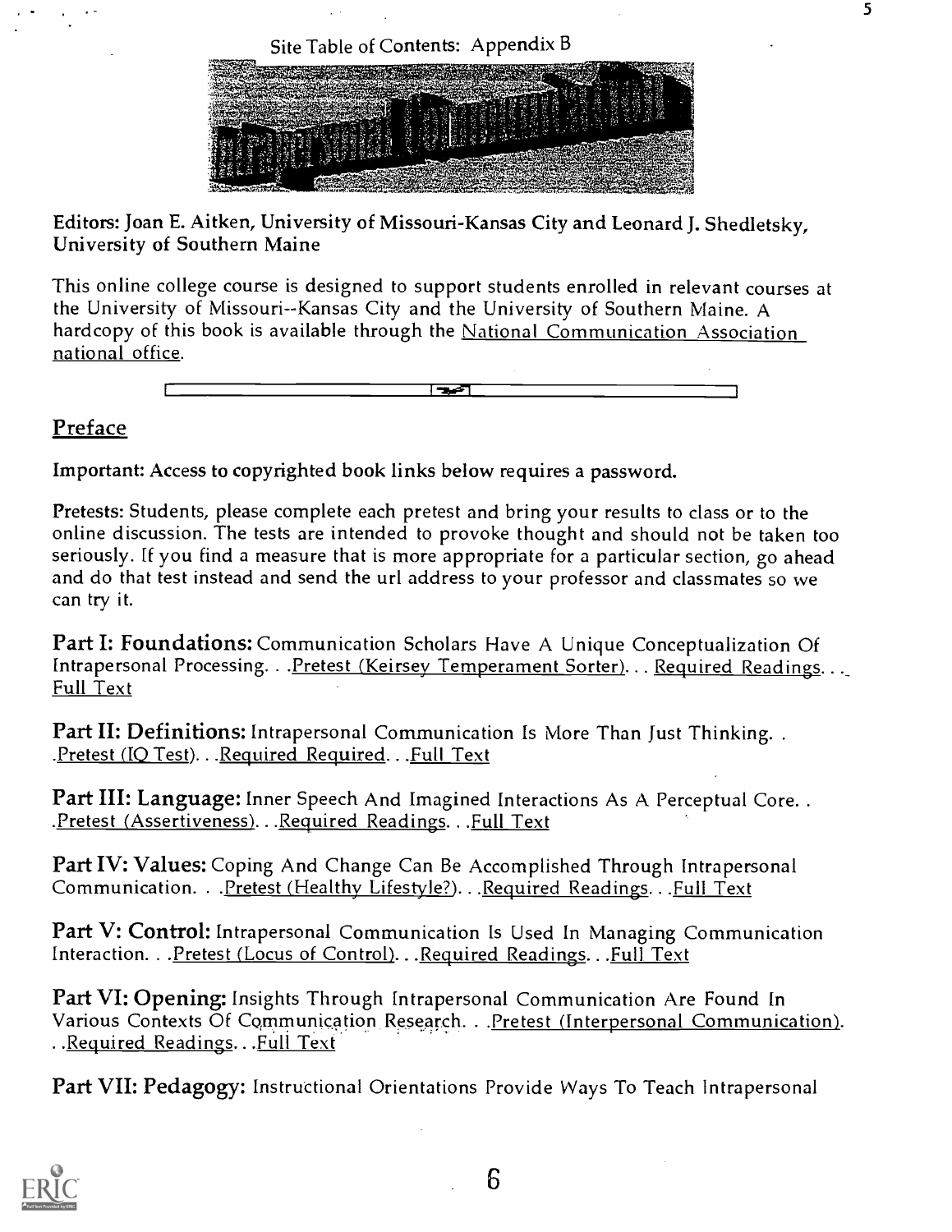Site Table of Contents: Appendix B

Editors: Joan E. Aitken, University of Missouri-Kansas City and Leonard J. Shedletsky, University of Southern Maine

This online college course is designed to support students enrolled in relevant courses at the University of Missouri--Kansas City and the University of Southern Maine. A hardcopy of this book is available through the National Communication Association national office.

## Preface

Important: Access to copyrighted book links below requires a password.

Pretests: Students, please complete each pretest and bring your results to class or to the online discussion. The tests are intended to provoke thought and should not be taken too seriously. If you find a measure that is more appropriate for a particular section, go ahead and do that test instead and send the url address to your professor and classmates so we can try it.

**Part I: Foundations:** Communication Scholars Have A Unique Conceptualization Of Intrapersonal Processing. . .Pretest (Keirsey Temperament Sorter). . . Required Readings. . . Full Text

**Part II: Definitions:** Intrapersonal Communication Is More Than Just Thinking. . .Pretest (IQ Test). . .Required Required. . .Full Text

**Part III: Language:** Inner Speech And Imagined Interactions As A Perceptual Core. . .Pretest (Assertiveness). . .Required Readings. . .Full Text

**Part IV: Values:** Coping And Change Can Be Accomplished Through Intrapersonal Communication. . .Pretest (Healthy Lifestyle?). . .Required Readings. . .Full Text

**Part V: Control:** Intrapersonal Communication Is Used In Managing Communication Interaction. . .Pretest (Locus of Control). . .Required Readings. . .Full Text

**Part VI: Opening:** Insights Through Intrapersonal Communication Are Found In Various Contexts Of Communication Research. . .Pretest (Interpersonal Communication). . .Required Readings. . .Full Text

**Part VII: Pedagogy:** Instructional Orientations Provide Ways To Teach Intrapersonal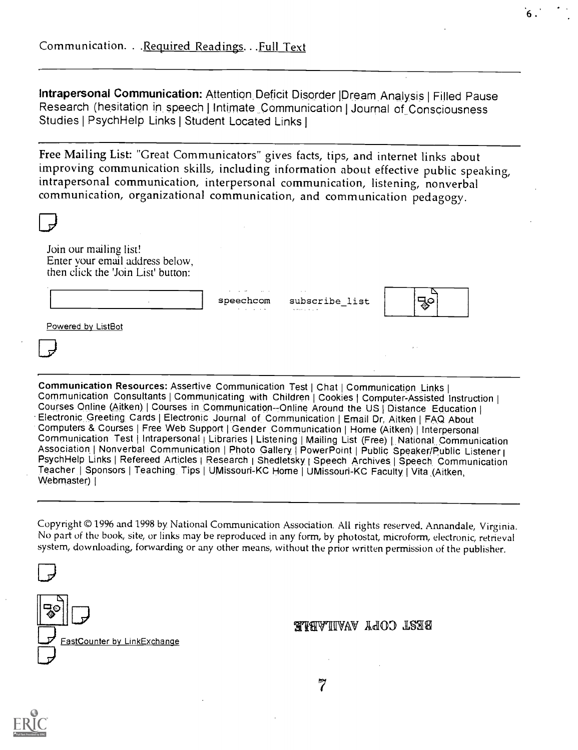Communication. . .Required Readings. . .Full Text

---

**Intrapersonal Communication:** Attention Deficit Disorder |Dream Analysis | Filled Pause Research (hesitation in speech | Intimate Communication | Journal of Consciousness Studies | PsychHelp Links | Student Located Links |

---

Free Mailing List: "Great Communicators" gives facts, tips, and internet links about improving communication skills, including information about effective public speaking, intrapersonal communication, interpersonal communication, listening, nonverbal communication, organizational communication, and communication pedagogy.

Join our mailing list!
Enter your email address below,
then click the 'Join List' button:

speechcom subscribe_list

Powered by ListBot

---

**Communication Resources:** Assertive Communication Test | Chat | Communication Links | Communication Consultants | Communicating with Children | Cookies | Computer-Assisted Instruction | Courses Online (Aitken) | Courses in Communication--Online Around the US | Distance Education | Electronic Greeting Cards | Electronic Journal of Communication | Email Dr. Aitken | FAQ About Computers & Courses | Free Web Support | Gender Communication | Home (Aitken) | Interpersonal Communication Test | Intrapersonal | Libraries | Listening | Mailing List (Free) | National Communication Association | Nonverbal Communication | Photo Gallery | PowerPoint | Public Speaker/Public Listener | PsychHelp Links | Refereed Articles | Research | Shedletsky | Speech Archives | Speech Communication Teacher | Sponsors | Teaching Tips | UMissouri-KC Home | UMissouri-KC Faculty | Vita (Aitken, Webmaster) |

---

Copyright © 1996 and 1998 by National Communication Association. All rights reserved. Annandale, Virginia. No part of the book, site, or links may be reproduced in any form, by photostat, microform, electronic, retrieval system, downloading, forwarding or any other means, without the prior written permission of the publisher.

FastCounter by LinkExchange

BEST COPY AVAILABLE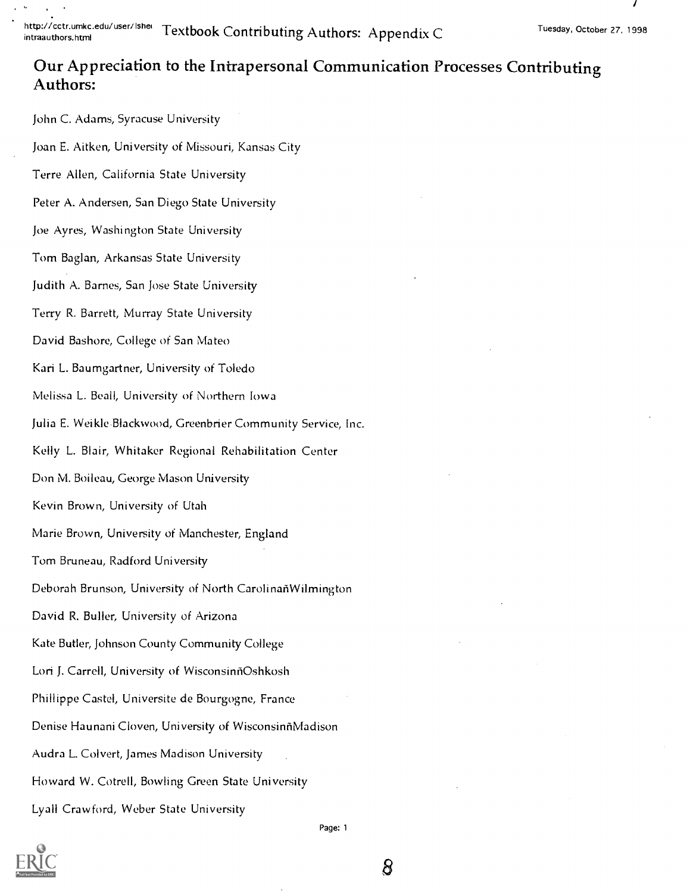## Our Appreciation to the Intrapersonal Communication Processes Contributing Authors:

John C. Adams, Syracuse University

Joan E. Aitken, University of Missouri, Kansas City

Terre Allen, California State University

Peter A. Andersen, San Diego State University

Joe Ayres, Washington State University

Tom Baglan, Arkansas State University

Judith A. Barnes, San Jose State University

Terry R. Barrett, Murray State University

David Bashore, College of San Mateo

Kari L. Baumgartner, University of Toledo

Melissa L. Beall, University of Northern Iowa

Julia E. Weikle-Blackwood, Greenbrier Community Service, Inc.

Kelly L. Blair, Whitaker Regional Rehabilitation Center

Don M. Boileau, George Mason University

Kevin Brown, University of Utah

Marie Brown, University of Manchester, England

Tom Bruneau, Radford University

Deborah Brunson, University of North CarolinañWilmington

David R. Buller, University of Arizona

Kate Butler, Johnson County Community College

Lori J. Carrell, University of WisconsinñOshkosh

Phillippe Castel, Universite de Bourgogne, France

Denise Haunani Cloven, University of WisconsinñMadison

Audra L. Colvert, James Madison University

Howard W. Cotrell, Bowling Green State University

Lyall Crawford, Weber State University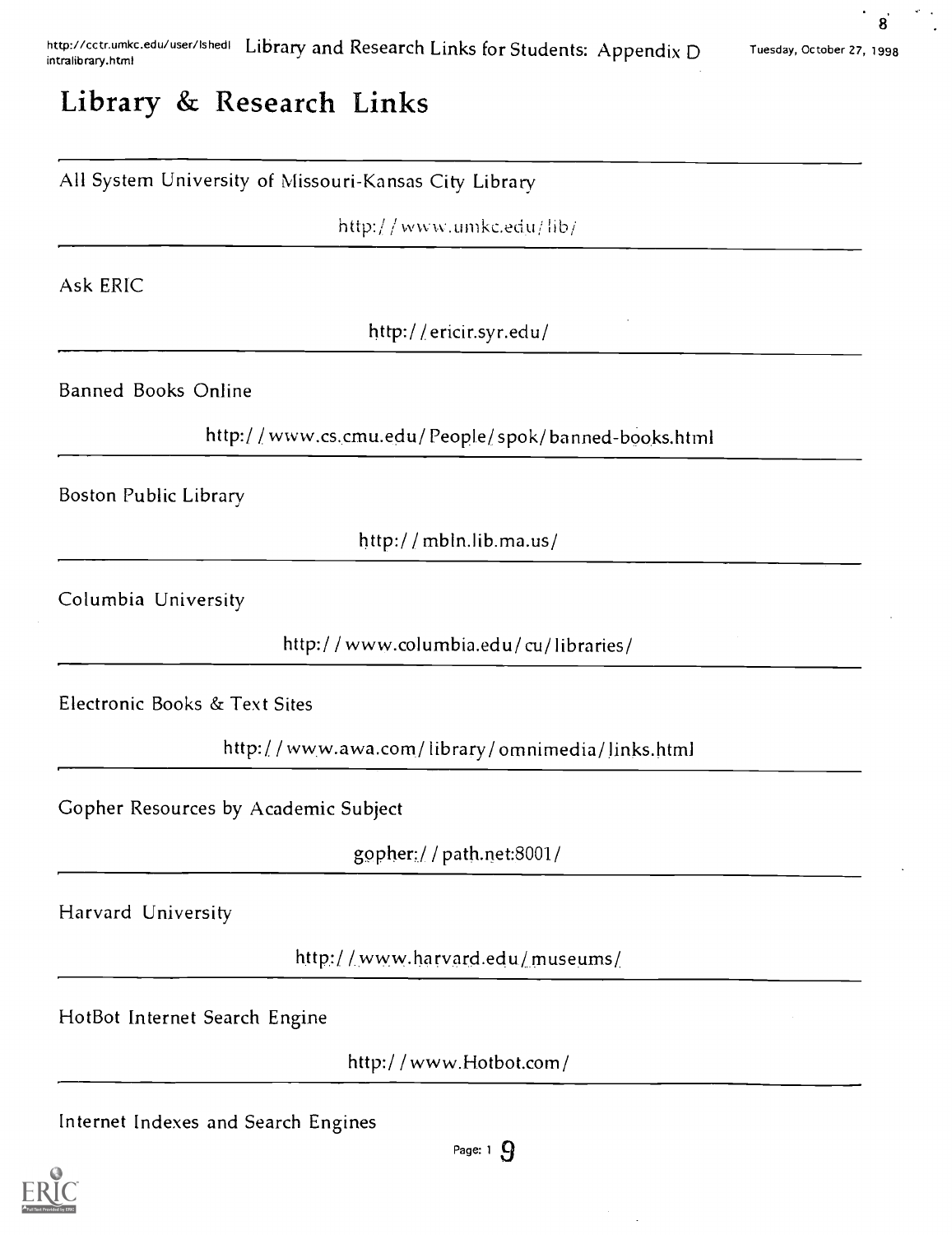# Library & Research Links

---

All System University of Missouri-Kansas City Library

http://www.umkc.edu/lib/

---

Ask ERIC

http://ericir.syr.edu/

---

Banned Books Online

http://www.cs.cmu.edu/People/spok/banned-books.html

---

Boston Public Library

http://mbln.lib.ma.us/

---

Columbia University

http://www.columbia.edu/cu/libraries/

---

Electronic Books & Text Sites

http://www.awa.com/library/omnimedia/links.html

---

Gopher Resources by Academic Subject

gopher://path.net:8001/

---

Harvard University

http://www.harvard.edu/museums/

---

HotBot Internet Search Engine

http://www.Hotbot.com/

---

Internet Indexes and Search Engines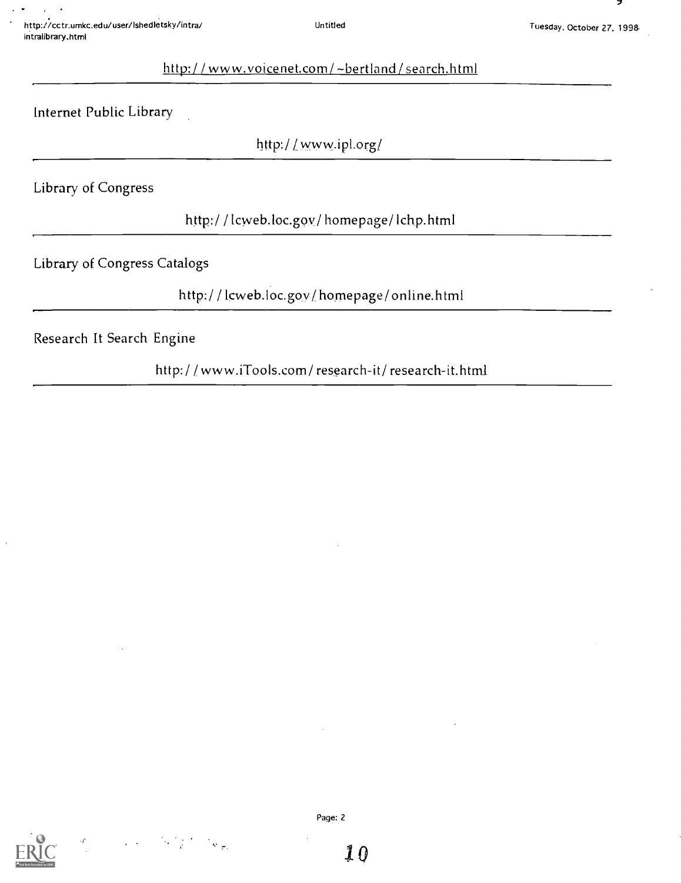http://www.voicenet.com/~bertland/search.html

---

Internet Public Library

http://www.ipl.org/

---

Library of Congress

http://lcweb.loc.gov/homepage/lchp.html

---

Library of Congress Catalogs

http://lcweb.loc.gov/homepage/online.html

---

Research It Search Engine

http://www.iTools.com/research-it/research-it.html

---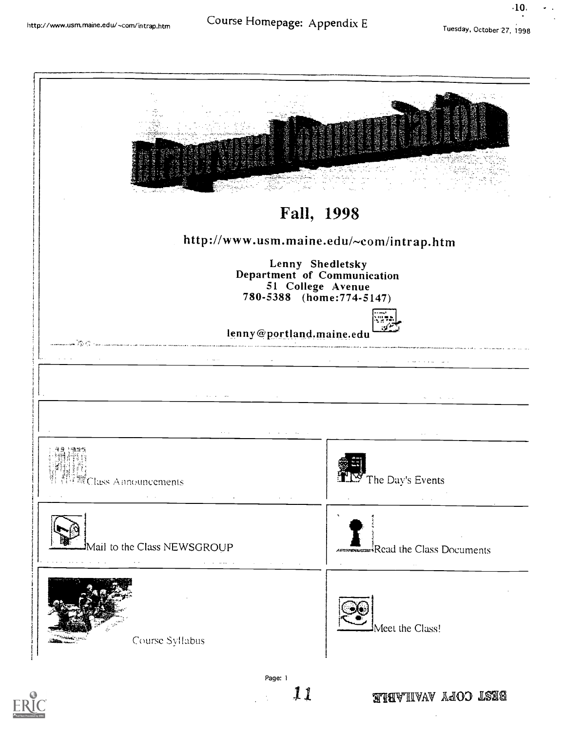# Fall, 1998

http://www.usm.maine.edu/~com/intrap.htm

Lenny Shedletsky
Department of Communication
51 College Avenue
780-5388 (home:774-5147)

lenny@portland.maine.edu

| | |
|---|---|
| Class Announcements | The Day's Events |
| Mail to the Class NEWSGROUP | Read the Class Documents |
| Course Syllabus | Meet the Class! |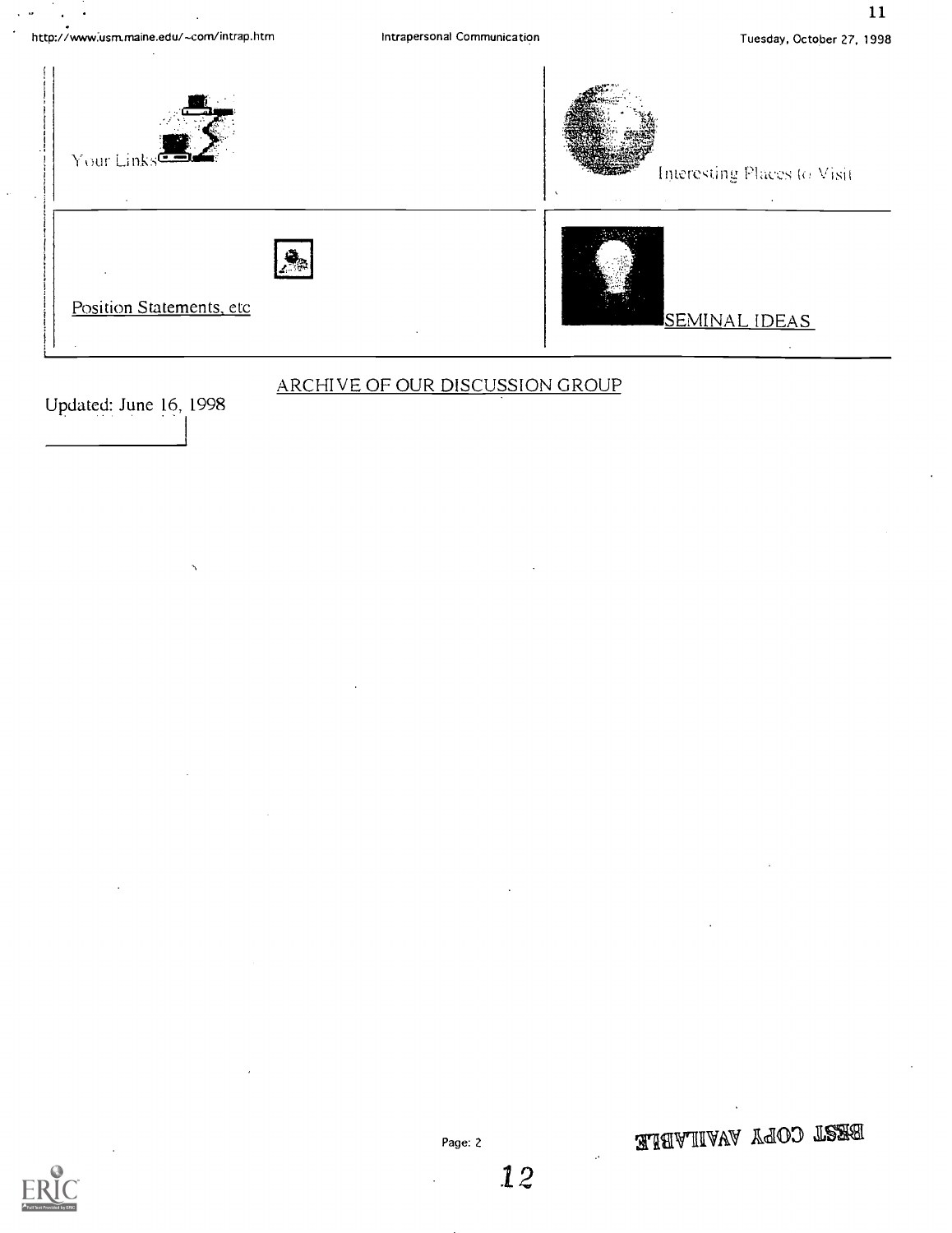| Your Links | Interesting Places to Visit |
| --- | --- |
| Position Statements, etc | SEMINAL IDEAS |

ARCHIVE OF OUR DISCUSSION GROUP

Updated: June 16, 1998

BEST COPY AVAILABLE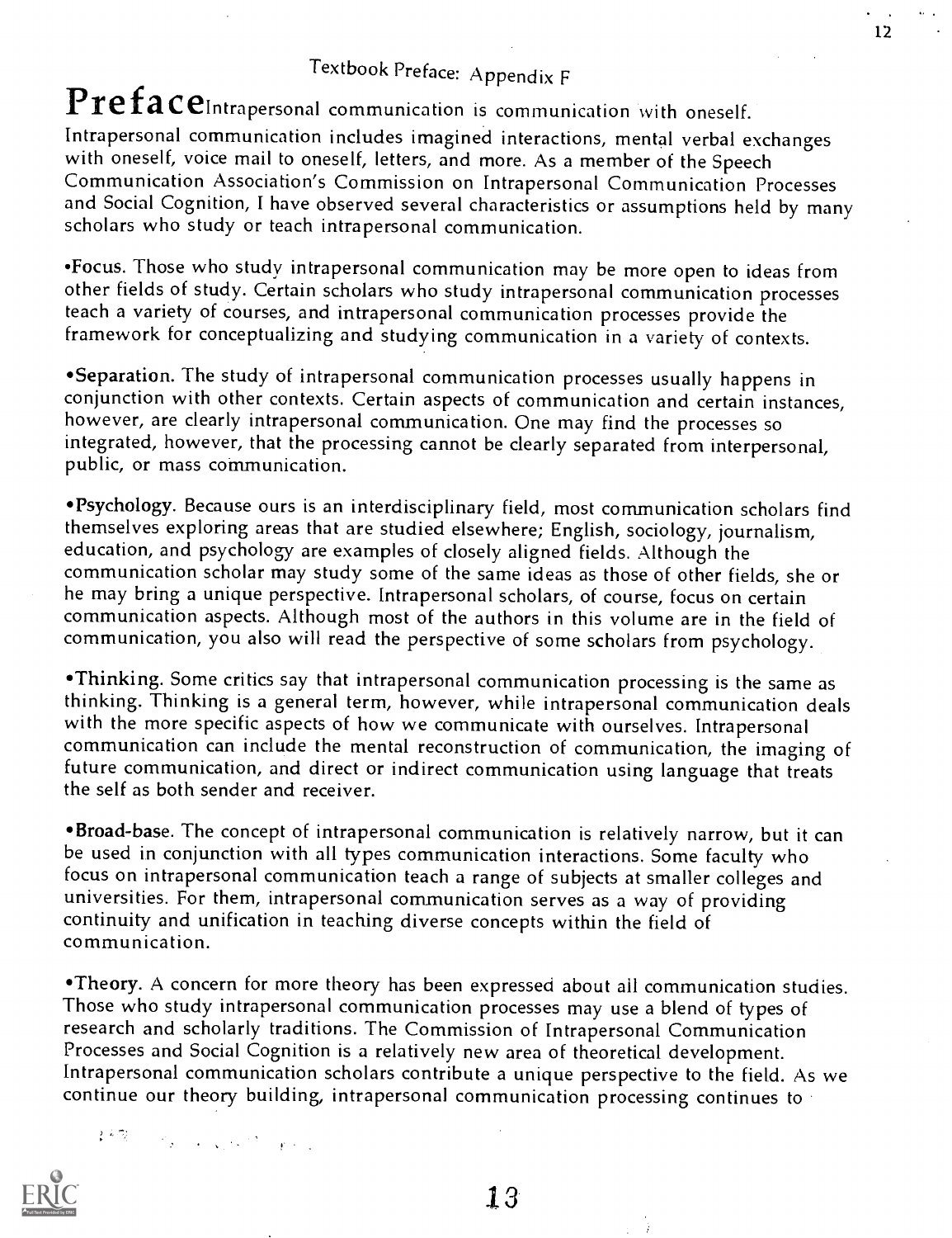Textbook Preface: Appendix F

# Preface

Intrapersonal communication is communication with oneself. Intrapersonal communication includes imagined interactions, mental verbal exchanges with oneself, voice mail to oneself, letters, and more. As a member of the Speech Communication Association's Commission on Intrapersonal Communication Processes and Social Cognition, I have observed several characteristics or assumptions held by many scholars who study or teach intrapersonal communication.

•Focus. Those who study intrapersonal communication may be more open to ideas from other fields of study. Certain scholars who study intrapersonal communication processes teach a variety of courses, and intrapersonal communication processes provide the framework for conceptualizing and studying communication in a variety of contexts.

•Separation. The study of intrapersonal communication processes usually happens in conjunction with other contexts. Certain aspects of communication and certain instances, however, are clearly intrapersonal communication. One may find the processes so integrated, however, that the processing cannot be clearly separated from interpersonal, public, or mass communication.

•Psychology. Because ours is an interdisciplinary field, most communication scholars find themselves exploring areas that are studied elsewhere; English, sociology, journalism, education, and psychology are examples of closely aligned fields. Although the communication scholar may study some of the same ideas as those of other fields, she or he may bring a unique perspective. Intrapersonal scholars, of course, focus on certain communication aspects. Although most of the authors in this volume are in the field of communication, you also will read the perspective of some scholars from psychology.

•Thinking. Some critics say that intrapersonal communication processing is the same as thinking. Thinking is a general term, however, while intrapersonal communication deals with the more specific aspects of how we communicate with ourselves. Intrapersonal communication can include the mental reconstruction of communication, the imaging of future communication, and direct or indirect communication using language that treats the self as both sender and receiver.

•Broad-base. The concept of intrapersonal communication is relatively narrow, but it can be used in conjunction with all types communication interactions. Some faculty who focus on intrapersonal communication teach a range of subjects at smaller colleges and universities. For them, intrapersonal communication serves as a way of providing continuity and unification in teaching diverse concepts within the field of communication.

•Theory. A concern for more theory has been expressed about all communication studies. Those who study intrapersonal communication processes may use a blend of types of research and scholarly traditions. The Commission of Intrapersonal Communication Processes and Social Cognition is a relatively new area of theoretical development. Intrapersonal communication scholars contribute a unique perspective to the field. As we continue our theory building, intrapersonal communication processing continues to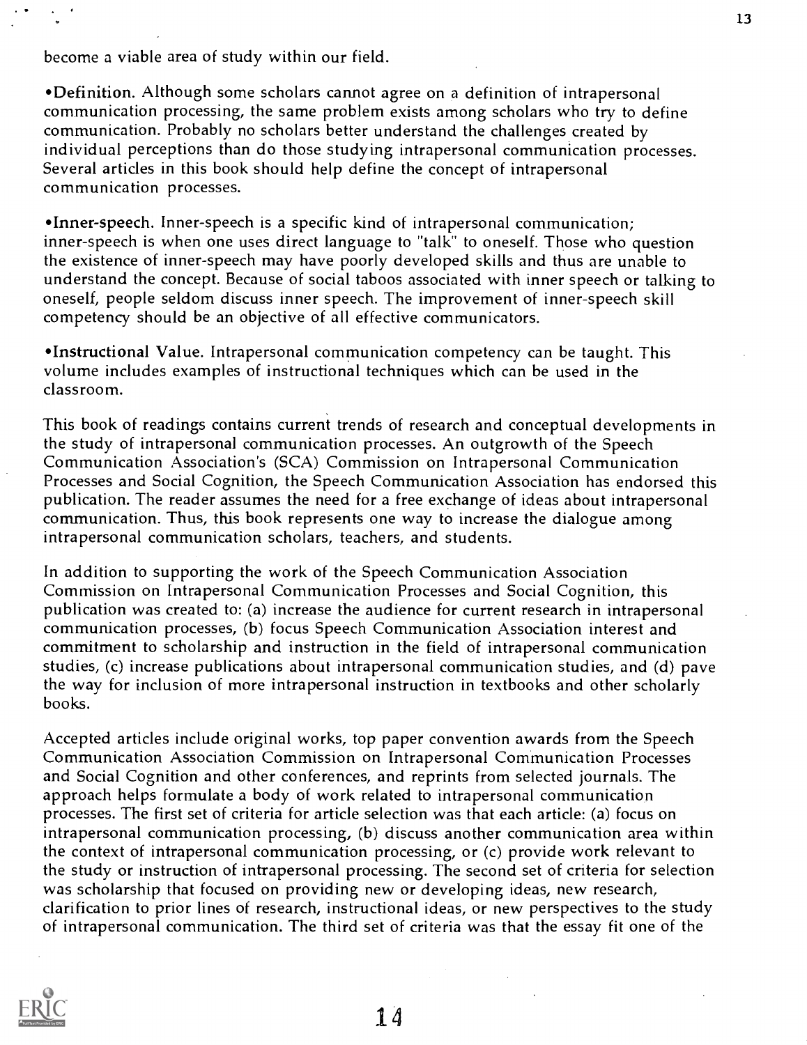become a viable area of study within our field.

•Definition. Although some scholars cannot agree on a definition of intrapersonal communication processing, the same problem exists among scholars who try to define communication. Probably no scholars better understand the challenges created by individual perceptions than do those studying intrapersonal communication processes. Several articles in this book should help define the concept of intrapersonal communication processes.

•Inner-speech. Inner-speech is a specific kind of intrapersonal communication; inner-speech is when one uses direct language to "talk" to oneself. Those who question the existence of inner-speech may have poorly developed skills and thus are unable to understand the concept. Because of social taboos associated with inner speech or talking to oneself, people seldom discuss inner speech. The improvement of inner-speech skill competency should be an objective of all effective communicators.

•Instructional Value. Intrapersonal communication competency can be taught. This volume includes examples of instructional techniques which can be used in the classroom.

This book of readings contains current trends of research and conceptual developments in the study of intrapersonal communication processes. An outgrowth of the Speech Communication Association's (SCA) Commission on Intrapersonal Communication Processes and Social Cognition, the Speech Communication Association has endorsed this publication. The reader assumes the need for a free exchange of ideas about intrapersonal communication. Thus, this book represents one way to increase the dialogue among intrapersonal communication scholars, teachers, and students.

In addition to supporting the work of the Speech Communication Association Commission on Intrapersonal Communication Processes and Social Cognition, this publication was created to: (a) increase the audience for current research in intrapersonal communication processes, (b) focus Speech Communication Association interest and commitment to scholarship and instruction in the field of intrapersonal communication studies, (c) increase publications about intrapersonal communication studies, and (d) pave the way for inclusion of more intrapersonal instruction in textbooks and other scholarly books.

Accepted articles include original works, top paper convention awards from the Speech Communication Association Commission on Intrapersonal Communication Processes and Social Cognition and other conferences, and reprints from selected journals. The approach helps formulate a body of work related to intrapersonal communication processes. The first set of criteria for article selection was that each article: (a) focus on intrapersonal communication processing, (b) discuss another communication area within the context of intrapersonal communication processing, or (c) provide work relevant to the study or instruction of intrapersonal processing. The second set of criteria for selection was scholarship that focused on providing new or developing ideas, new research, clarification to prior lines of research, instructional ideas, or new perspectives to the study of intrapersonal communication. The third set of criteria was that the essay fit one of the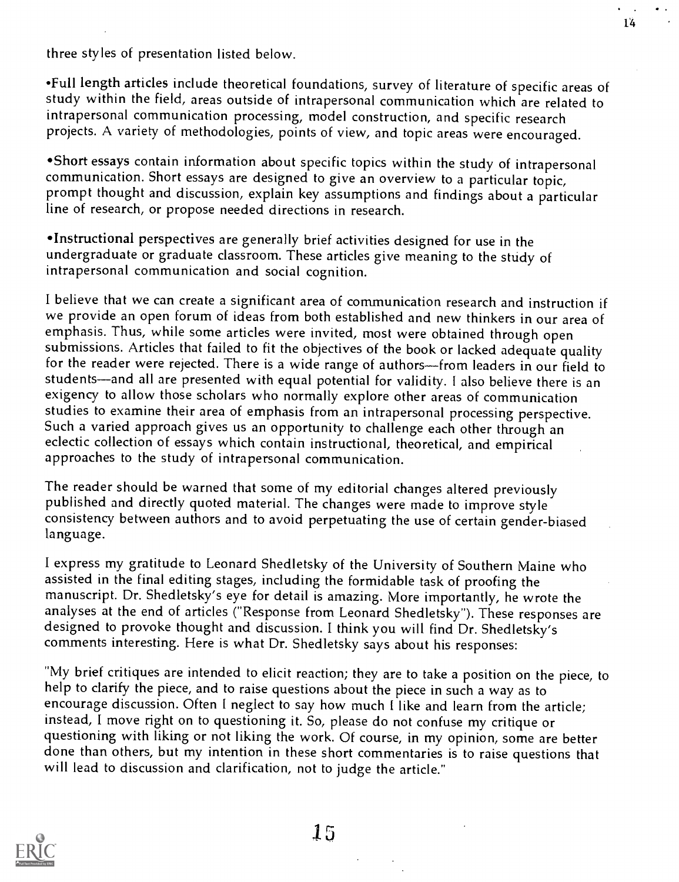three styles of presentation listed below.

•**Full length articles** include theoretical foundations, survey of literature of specific areas of study within the field, areas outside of intrapersonal communication which are related to intrapersonal communication processing, model construction, and specific research projects. A variety of methodologies, points of view, and topic areas were encouraged.

•**Short essays** contain information about specific topics within the study of intrapersonal communication. Short essays are designed to give an overview to a particular topic, prompt thought and discussion, explain key assumptions and findings about a particular line of research, or propose needed directions in research.

•**Instructional perspectives** are generally brief activities designed for use in the undergraduate or graduate classroom. These articles give meaning to the study of intrapersonal communication and social cognition.

I believe that we can create a significant area of communication research and instruction if we provide an open forum of ideas from both established and new thinkers in our area of emphasis. Thus, while some articles were invited, most were obtained through open submissions. Articles that failed to fit the objectives of the book or lacked adequate quality for the reader were rejected. There is a wide range of authors—from leaders in our field to students—and all are presented with equal potential for validity. I also believe there is an exigency to allow those scholars who normally explore other areas of communication studies to examine their area of emphasis from an intrapersonal processing perspective. Such a varied approach gives us an opportunity to challenge each other through an eclectic collection of essays which contain instructional, theoretical, and empirical approaches to the study of intrapersonal communication.

The reader should be warned that some of my editorial changes altered previously published and directly quoted material. The changes were made to improve style consistency between authors and to avoid perpetuating the use of certain gender-biased language.

I express my gratitude to Leonard Shedletsky of the University of Southern Maine who assisted in the final editing stages, including the formidable task of proofing the manuscript. Dr. Shedletsky's eye for detail is amazing. More importantly, he wrote the analyses at the end of articles ("Response from Leonard Shedletsky"). These responses are designed to provoke thought and discussion. I think you will find Dr. Shedletsky's comments interesting. Here is what Dr. Shedletsky says about his responses:

"My brief critiques are intended to elicit reaction; they are to take a position on the piece, to help to clarify the piece, and to raise questions about the piece in such a way as to encourage discussion. Often I neglect to say how much I like and learn from the article; instead, I move right on to questioning it. So, please do not confuse my critique or questioning with liking or not liking the work. Of course, in my opinion, some are better done than others, but my intention in these short commentaries is to raise questions that will lead to discussion and clarification, not to judge the article."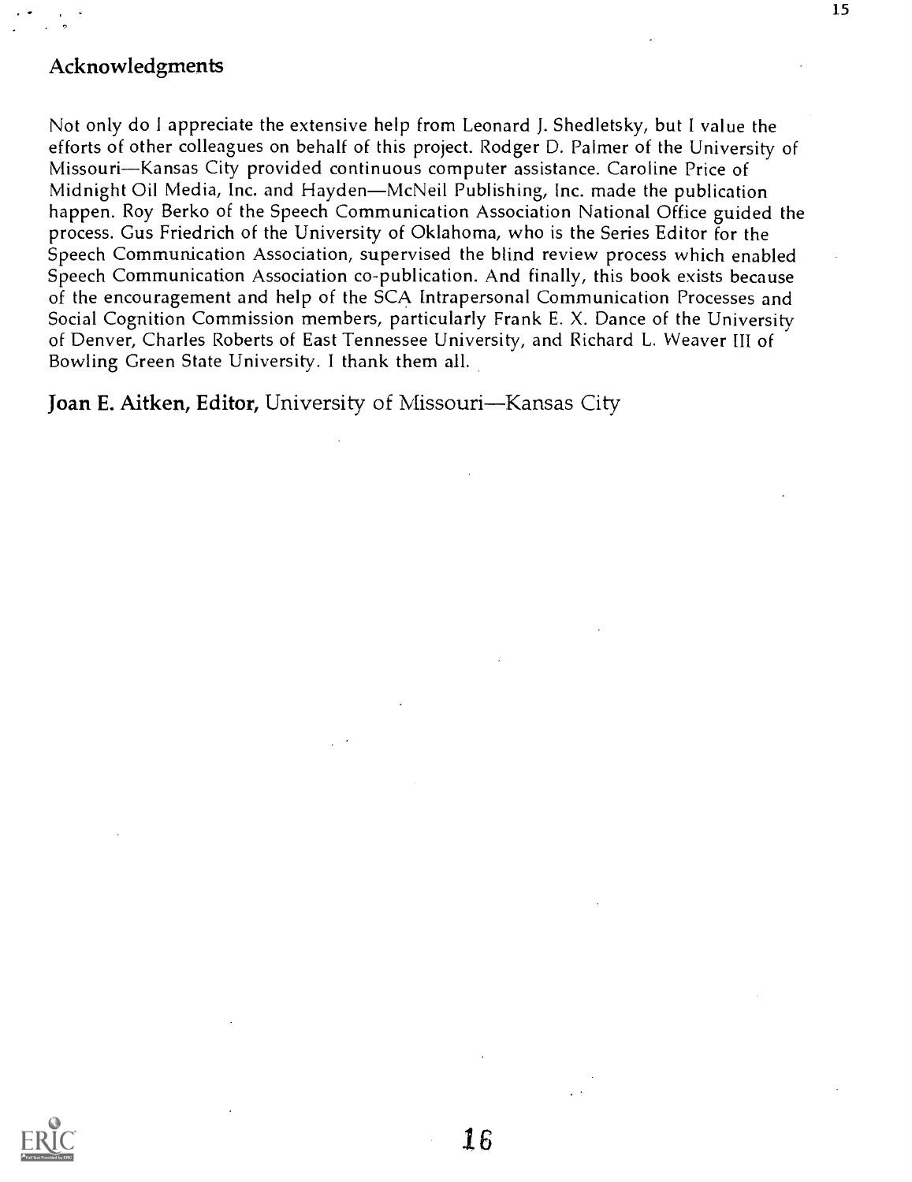## Acknowledgments

Not only do I appreciate the extensive help from Leonard J. Shedletsky, but I value the efforts of other colleagues on behalf of this project. Rodger D. Palmer of the University of Missouri—Kansas City provided continuous computer assistance. Caroline Price of Midnight Oil Media, Inc. and Hayden—McNeil Publishing, Inc. made the publication happen. Roy Berko of the Speech Communication Association National Office guided the process. Gus Friedrich of the University of Oklahoma, who is the Series Editor for the Speech Communication Association, supervised the blind review process which enabled Speech Communication Association co-publication. And finally, this book exists because of the encouragement and help of the SCA Intrapersonal Communication Processes and Social Cognition Commission members, particularly Frank E. X. Dance of the University of Denver, Charles Roberts of East Tennessee University, and Richard L. Weaver III of Bowling Green State University. I thank them all.

**Joan E. Aitken, Editor,** University of Missouri—Kansas City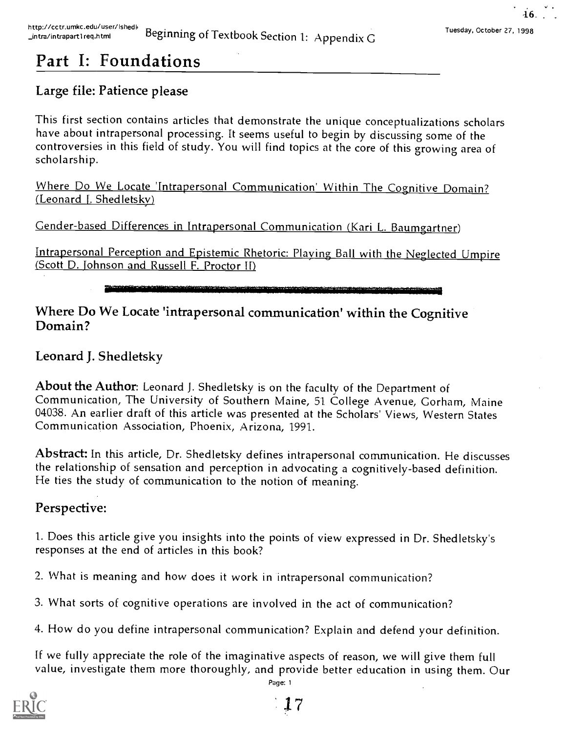# Part I: Foundations

## Large file: Patience please

This first section contains articles that demonstrate the unique conceptualizations scholars have about intrapersonal processing. It seems useful to begin by discussing some of the controversies in this field of study. You will find topics at the core of this growing area of scholarship.

Where Do We Locate 'Intrapersonal Communication' Within The Cognitive Domain? (Leonard J. Shedletsky)

Gender-based Differences in Intrapersonal Communication (Kari L. Baumgartner)

Intrapersonal Perception and Epistemic Rhetoric: Playing Ball with the Neglected Umpire (Scott D. Johnson and Russell F. Proctor II)

---

## Where Do We Locate 'intrapersonal communication' within the Cognitive Domain?

### Leonard J. Shedletsky

**About the Author**: Leonard J. Shedletsky is on the faculty of the Department of Communication, The University of Southern Maine, 51 College Avenue, Gorham, Maine 04038. An earlier draft of this article was presented at the Scholars' Views, Western States Communication Association, Phoenix, Arizona, 1991.

**Abstract:** In this article, Dr. Shedletsky defines intrapersonal communication. He discusses the relationship of sensation and perception in advocating a cognitively-based definition. He ties the study of communication to the notion of meaning.

## Perspective:

1. Does this article give you insights into the points of view expressed in Dr. Shedletsky's responses at the end of articles in this book?

2. What is meaning and how does it work in intrapersonal communication?

3. What sorts of cognitive operations are involved in the act of communication?

4. How do you define intrapersonal communication? Explain and defend your definition.

If we fully appreciate the role of the imaginative aspects of reason, we will give them full value, investigate them more thoroughly, and provide better education in using them. Our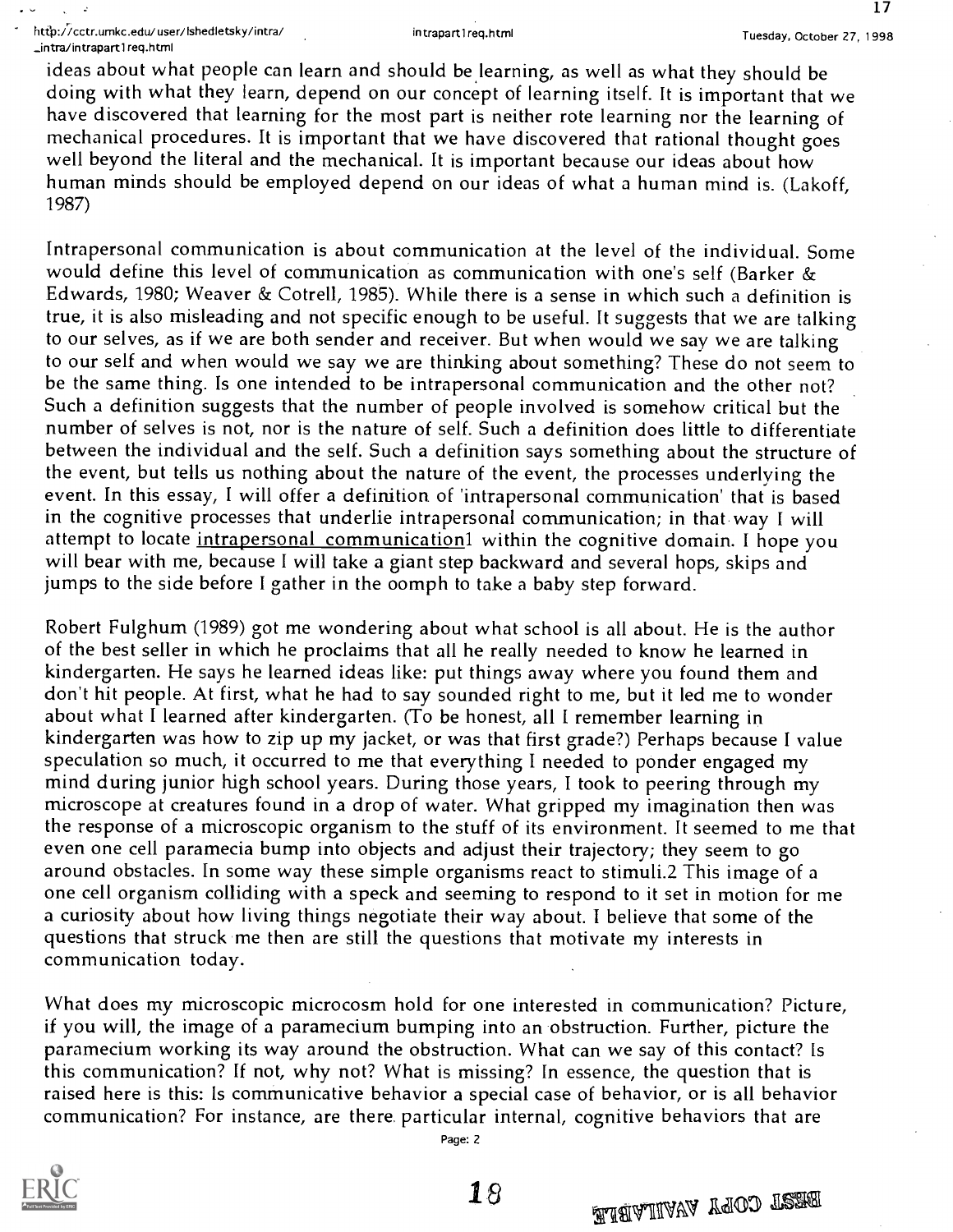ideas about what people can learn and should be learning, as well as what they should be doing with what they learn, depend on our concept of learning itself. It is important that we have discovered that learning for the most part is neither rote learning nor the learning of mechanical procedures. It is important that we have discovered that rational thought goes well beyond the literal and the mechanical. It is important because our ideas about how human minds should be employed depend on our ideas of what a human mind is. (Lakoff, 1987)

Intrapersonal communication is about communication at the level of the individual. Some would define this level of communication as communication with one's self (Barker & Edwards, 1980; Weaver & Cotrell, 1985). While there is a sense in which such a definition is true, it is also misleading and not specific enough to be useful. It suggests that we are talking to our selves, as if we are both sender and receiver. But when would we say we are talking to our self and when would we say we are thinking about something? These do not seem to be the same thing. Is one intended to be intrapersonal communication and the other not? Such a definition suggests that the number of people involved is somehow critical but the number of selves is not, nor is the nature of self. Such a definition does little to differentiate between the individual and the self. Such a definition says something about the structure of the event, but tells us nothing about the nature of the event, the processes underlying the event. In this essay, I will offer a definition of 'intrapersonal communication' that is based in the cognitive processes that underlie intrapersonal communication; in that way I will attempt to locate intrapersonal communication[1] within the cognitive domain. I hope you will bear with me, because I will take a giant step backward and several hops, skips and jumps to the side before I gather in the oomph to take a baby step forward.

Robert Fulghum (1989) got me wondering about what school is all about. He is the author of the best seller in which he proclaims that all he really needed to know he learned in kindergarten. He says he learned ideas like: put things away where you found them and don't hit people. At first, what he had to say sounded right to me, but it led me to wonder about what I learned after kindergarten. (To be honest, all I remember learning in kindergarten was how to zip up my jacket, or was that first grade?) Perhaps because I value speculation so much, it occurred to me that everything I needed to ponder engaged my mind during junior high school years. During those years, I took to peering through my microscope at creatures found in a drop of water. What gripped my imagination then was the response of a microscopic organism to the stuff of its environment. It seemed to me that even one cell paramecia bump into objects and adjust their trajectory; they seem to go around obstacles. In some way these simple organisms react to stimuli.[2] This image of a one cell organism colliding with a speck and seeming to respond to it set in motion for me a curiosity about how living things negotiate their way about. I believe that some of the questions that struck me then are still the questions that motivate my interests in communication today.

What does my microscopic microcosm hold for one interested in communication? Picture, if you will, the image of a paramecium bumping into an obstruction. Further, picture the paramecium working its way around the obstruction. What can we say of this contact? Is this communication? If not, why not? What is missing? In essence, the question that is raised here is this: Is communicative behavior a special case of behavior, or is all behavior communication? For instance, are there particular internal, cognitive behaviors that are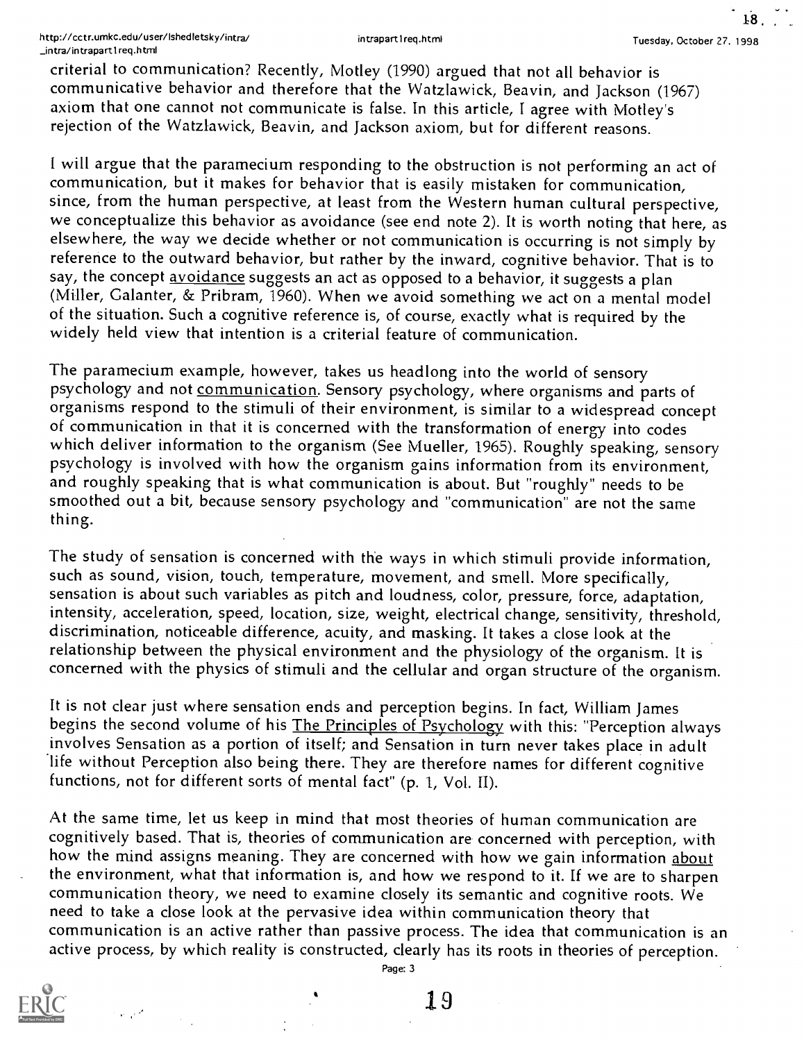criterial to communication? Recently, Motley (1990) argued that not all behavior is communicative behavior and therefore that the Watzlawick, Beavin, and Jackson (1967) axiom that one cannot not communicate is false. In this article, I agree with Motley's rejection of the Watzlawick, Beavin, and Jackson axiom, but for different reasons.

I will argue that the paramecium responding to the obstruction is not performing an act of communication, but it makes for behavior that is easily mistaken for communication, since, from the human perspective, at least from the Western human cultural perspective, we conceptualize this behavior as avoidance (see end note 2). It is worth noting that here, as elsewhere, the way we decide whether or not communication is occurring is not simply by reference to the outward behavior, but rather by the inward, cognitive behavior. That is to say, the concept avoidance suggests an act as opposed to a behavior, it suggests a plan (Miller, Galanter, & Pribram, 1960). When we avoid something we act on a mental model of the situation. Such a cognitive reference is, of course, exactly what is required by the widely held view that intention is a criterial feature of communication.

The paramecium example, however, takes us headlong into the world of sensory psychology and not communication. Sensory psychology, where organisms and parts of organisms respond to the stimuli of their environment, is similar to a widespread concept of communication in that it is concerned with the transformation of energy into codes which deliver information to the organism (See Mueller, 1965). Roughly speaking, sensory psychology is involved with how the organism gains information from its environment, and roughly speaking that is what communication is about. But "roughly" needs to be smoothed out a bit, because sensory psychology and "communication" are not the same thing.

The study of sensation is concerned with the ways in which stimuli provide information, such as sound, vision, touch, temperature, movement, and smell. More specifically, sensation is about such variables as pitch and loudness, color, pressure, force, adaptation, intensity, acceleration, speed, location, size, weight, electrical change, sensitivity, threshold, discrimination, noticeable difference, acuity, and masking. It takes a close look at the relationship between the physical environment and the physiology of the organism. It is concerned with the physics of stimuli and the cellular and organ structure of the organism.

It is not clear just where sensation ends and perception begins. In fact, William James begins the second volume of his The Principles of Psychology with this: "Perception always involves Sensation as a portion of itself; and Sensation in turn never takes place in adult life without Perception also being there. They are therefore names for different cognitive functions, not for different sorts of mental fact" (p. 1, Vol. II).

At the same time, let us keep in mind that most theories of human communication are cognitively based. That is, theories of communication are concerned with perception, with how the mind assigns meaning. They are concerned with how we gain information about the environment, what that information is, and how we respond to it. If we are to sharpen communication theory, we need to examine closely its semantic and cognitive roots. We need to take a close look at the pervasive idea within communication theory that communication is an active rather than passive process. The idea that communication is an active process, by which reality is constructed, clearly has its roots in theories of perception.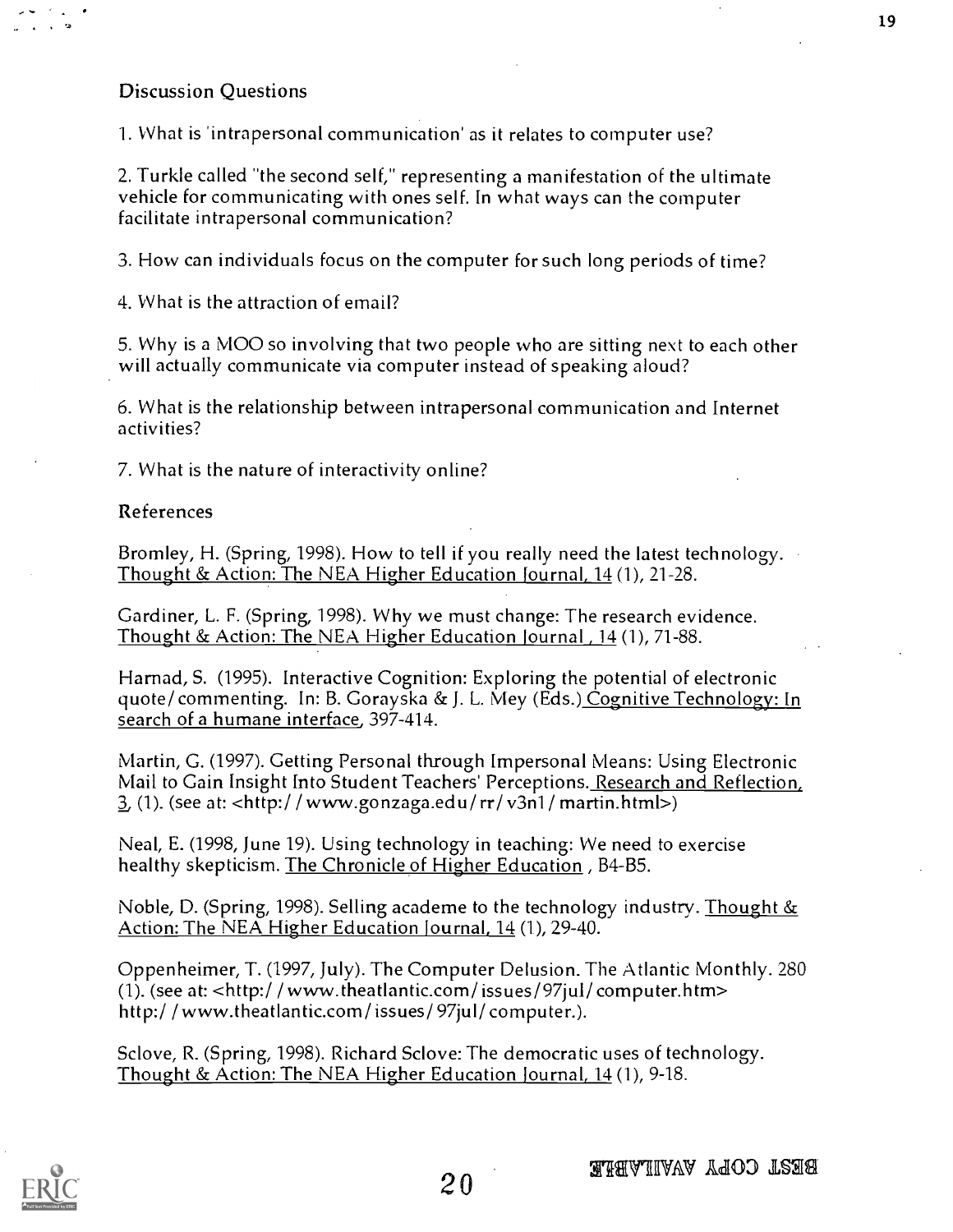Discussion Questions

1. What is 'intrapersonal communication' as it relates to computer use?

2. Turkle called "the second self," representing a manifestation of the ultimate vehicle for communicating with ones self. In what ways can the computer facilitate intrapersonal communication?

3. How can individuals focus on the computer for such long periods of time?

4. What is the attraction of email?

5. Why is a MOO so involving that two people who are sitting next to each other will actually communicate via computer instead of speaking aloud?

6. What is the relationship between intrapersonal communication and Internet activities?

7. What is the nature of interactivity online?

References

Bromley, H. (Spring, 1998). How to tell if you really need the latest technology. Thought & Action: The NEA Higher Education Journal, 14 (1), 21-28.

Gardiner, L. F. (Spring, 1998). Why we must change: The research evidence. Thought & Action: The NEA Higher Education Journal , 14 (1), 71-88.

Harnad, S. (1995). Interactive Cognition: Exploring the potential of electronic quote/commenting. In: B. Gorayska & J. L. Mey (Eds.) Cognitive Technology: In search of a humane interface, 397-414.

Martin, G. (1997). Getting Personal through Impersonal Means: Using Electronic Mail to Gain Insight Into Student Teachers' Perceptions. Research and Reflection, 3, (1). (see at: <http://www.gonzaga.edu/rr/v3n1/martin.html>)

Neal, E. (1998, June 19). Using technology in teaching: We need to exercise healthy skepticism. The Chronicle of Higher Education , B4-B5.

Noble, D. (Spring, 1998). Selling academe to the technology industry. Thought & Action: The NEA Higher Education Journal, 14 (1), 29-40.

Oppenheimer, T. (1997, July). The Computer Delusion. The Atlantic Monthly. 280 (1). (see at: <http://www.theatlantic.com/issues/97jul/computer.htm> http://www.theatlantic.com/issues/97jul/computer.).

Sclove, R. (Spring, 1998). Richard Sclove: The democratic uses of technology. Thought & Action: The NEA Higher Education Journal, 14 (1), 9-18.

BEST COPY AVAILABLE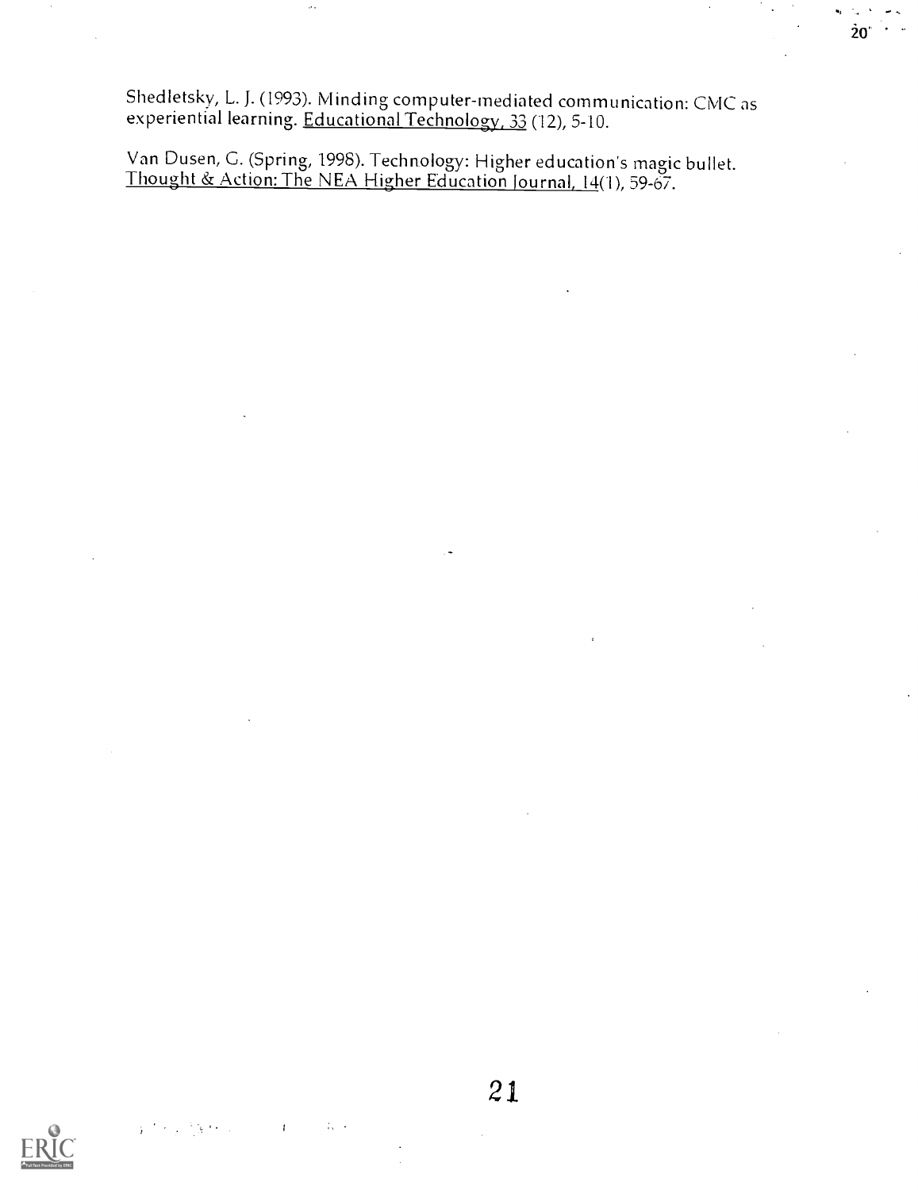Shedletsky, L. J. (1993). Minding computer-mediated communication: CMC as experiential learning. Educational Technology, 33 (12), 5-10.

Van Dusen, G. (Spring, 1998). Technology: Higher education's magic bullet. Thought & Action: The NEA Higher Education Journal, 14(1), 59-67.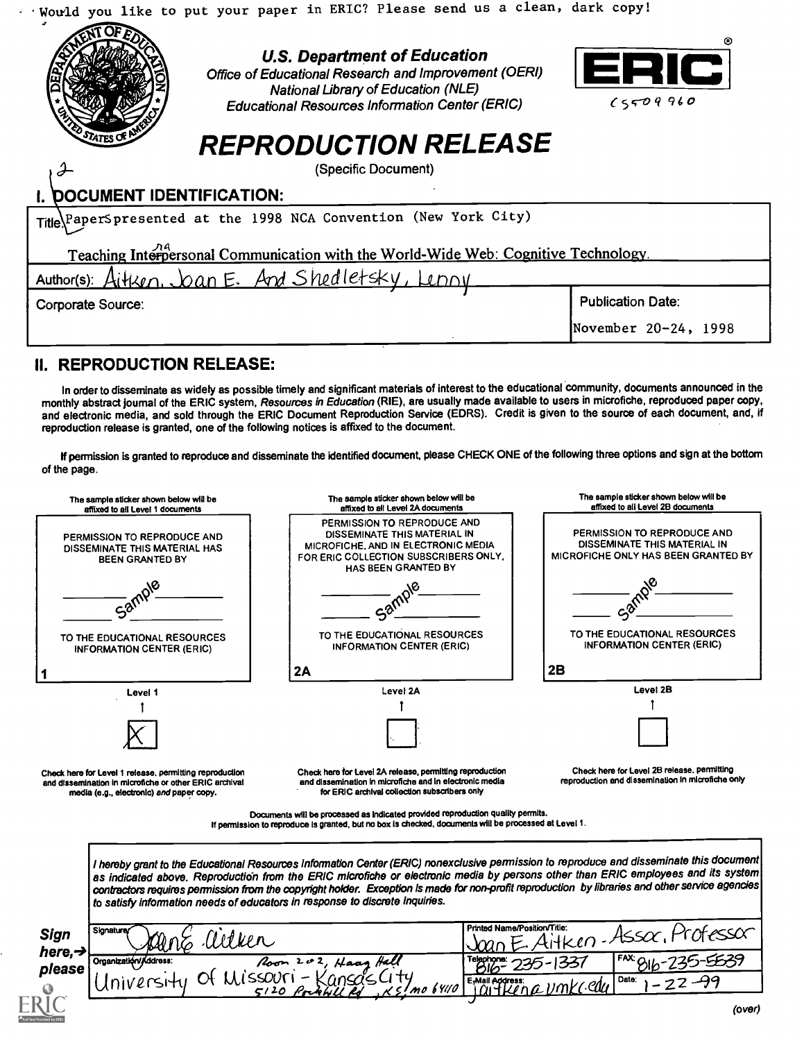Would you like to put your paper in ERIC? Please send us a clean, dark copy!

**U.S. Department of Education**
*Office of Educational Research and Improvement (OERI)*
*National Library of Education (NLE)*
*Educational Resources Information Center (ERIC)*

ERIC®
CS509960

# REPRODUCTION RELEASE

(Specific Document)

## I. DOCUMENT IDENTIFICATION:

| | |
|---|---|
| Title: Papers presented at the 1998 NCA Convention (New York City) Teaching Interpersonal Communication with the World-Wide Web: Cognitive Technology. | |
| Author(s): Aitken, Joan E. And Shedletsky, Lenny | |
| Corporate Source: | Publication Date: November 20-24, 1998 |

## II. REPRODUCTION RELEASE:

In order to disseminate as widely as possible timely and significant materials of interest to the educational community, documents announced in the monthly abstract journal of the ERIC system, *Resources in Education* (RIE), are usually made available to users in microfiche, reproduced paper copy, and electronic media, and sold through the ERIC Document Reproduction Service (EDRS). Credit is given to the source of each document, and, if reproduction release is granted, one of the following notices is affixed to the document.

If permission is granted to reproduce and disseminate the identified document, please CHECK ONE of the following three options and sign at the bottom of the page.

| The sample sticker shown below will be affixed to all Level 1 documents | The sample sticker shown below will be affixed to all Level 2A documents | The sample sticker shown below will be affixed to all Level 2B documents |
|---|---|---|
| PERMISSION TO REPRODUCE AND DISSEMINATE THIS MATERIAL HAS BEEN GRANTED BY sample TO THE EDUCATIONAL RESOURCES INFORMATION CENTER (ERIC) | PERMISSION TO REPRODUCE AND DISSEMINATE THIS MATERIAL IN MICROFICHE, AND IN ELECTRONIC MEDIA FOR ERIC COLLECTION SUBSCRIBERS ONLY, HAS BEEN GRANTED BY sample TO THE EDUCATIONAL RESOURCES INFORMATION CENTER (ERIC) | PERMISSION TO REPRODUCE AND DISSEMINATE THIS MATERIAL IN MICROFICHE ONLY HAS BEEN GRANTED BY sample TO THE EDUCATIONAL RESOURCES INFORMATION CENTER (ERIC) |
| 1 | 2A | 2B |
| Level 1 | Level 2A | Level 2B |
| [X] | [ ] | [ ] |
| Check here for Level 1 release, permitting reproduction and dissemination in microfiche or other ERIC archival media (e.g., electronic) *and* paper copy. | Check here for Level 2A release, permitting reproduction and dissemination in microfiche and in electronic media for ERIC archival collection subscribers only | Check here for Level 2B release, permitting reproduction and dissemination in microfiche only |

Documents will be processed as indicated provided reproduction quality permits.
If permission to reproduce is granted, but no box is checked, documents will be processed at Level 1.

*I hereby grant to the Educational Resources Information Center (ERIC) nonexclusive permission to reproduce and disseminate this document as indicated above. Reproduction from the ERIC microfiche or electronic media by persons other than ERIC employees and its system contractors requires permission from the copyright holder. Exception is made for non-profit reproduction by libraries and other service agencies to satisfy information needs of educators in response to discrete inquiries.*

**Sign here,→ please**

| | |
|---|---|
| Signature: Joan E. Aitken | Printed Name/Position/Title: Joan E. Aitken - Assoc. Professor |
| Organization/Address: University Of Missouri - Kansas City, Room 202, Haag Hall, 5120 Rockhill Rd, KS/MO 64110 | Telephone: 816-235-1337 FAX: 816-235-5539 |
| | E-Mail Address: jaitken@umkc.edu Date: 1-22-99 |

(over)